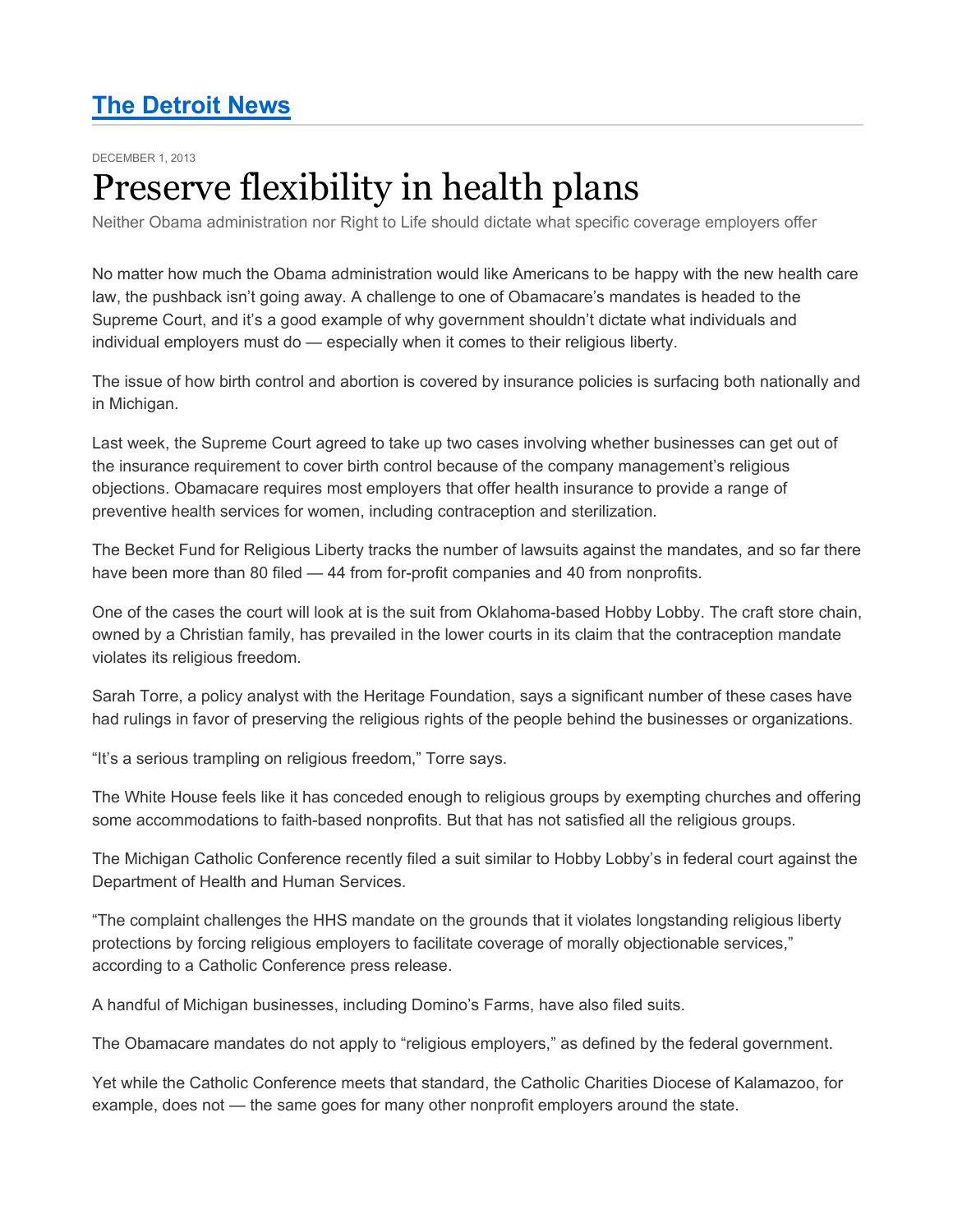# The Detroit News

DECEMBER 1, 2013

# Preserve flexibility in health plans

Neither Obama administration nor Right to Life should dictate what specific coverage employers offer

No matter how much the Obama administration would like Americans to be happy with the new health care law, the pushback isn't going away. A challenge to one of Obamacare's mandates is headed to the Supreme Court, and it's a good example of why government shouldn't dictate what individuals and individual employers must do — especially when it comes to their religious liberty.

The issue of how birth control and abortion is covered by insurance policies is surfacing both nationally and in Michigan.

Last week, the Supreme Court agreed to take up two cases involving whether businesses can get out of the insurance requirement to cover birth control because of the company management's religious objections. Obamacare requires most employers that offer health insurance to provide a range of preventive health services for women, including contraception and sterilization.

The Becket Fund for Religious Liberty tracks the number of lawsuits against the mandates, and so far there have been more than 80 filed — 44 from for-profit companies and 40 from nonprofits.

One of the cases the court will look at is the suit from Oklahoma-based Hobby Lobby. The craft store chain, owned by a Christian family, has prevailed in the lower courts in its claim that the contraception mandate violates its religious freedom.

Sarah Torre, a policy analyst with the Heritage Foundation, says a significant number of these cases have had rulings in favor of preserving the religious rights of the people behind the businesses or organizations.

"It's a serious trampling on religious freedom," Torre says.

The White House feels like it has conceded enough to religious groups by exempting churches and offering some accommodations to faith-based nonprofits. But that has not satisfied all the religious groups.

The Michigan Catholic Conference recently filed a suit similar to Hobby Lobby's in federal court against the Department of Health and Human Services.

"The complaint challenges the HHS mandate on the grounds that it violates longstanding religious liberty protections by forcing religious employers to facilitate coverage of morally objectionable services," according to a Catholic Conference press release.

A handful of Michigan businesses, including Domino's Farms, have also filed suits.

The Obamacare mandates do not apply to "religious employers," as defined by the federal government.

Yet while the Catholic Conference meets that standard, the Catholic Charities Diocese of Kalamazoo, for example, does not — the same goes for many other nonprofit employers around the state.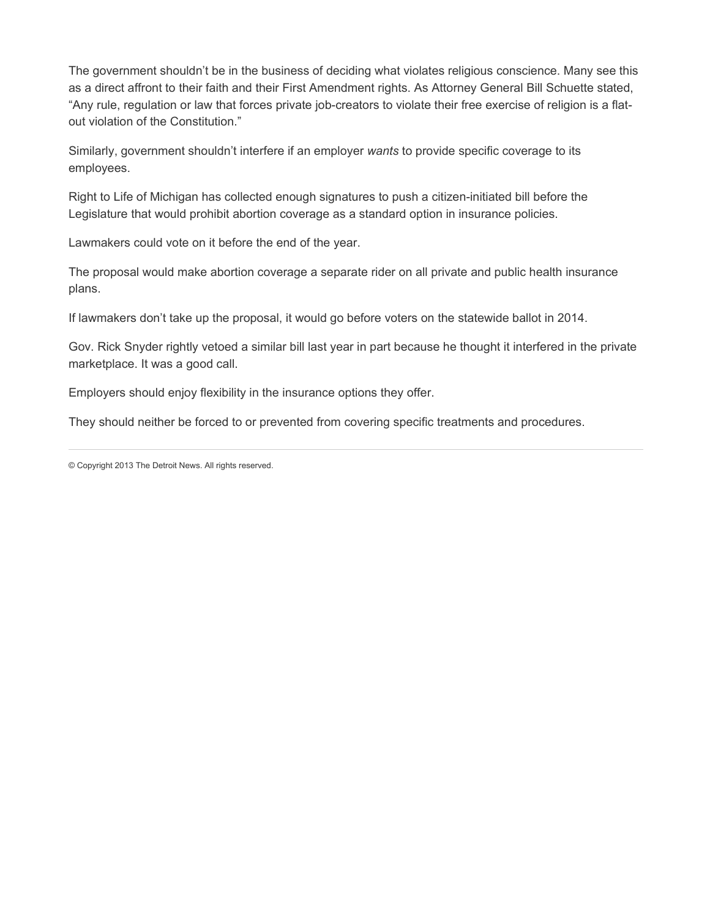The government shouldn't be in the business of deciding what violates religious conscience. Many see this as a direct affront to their faith and their First Amendment rights. As Attorney General Bill Schuette stated, "Any rule, regulation or law that forces private job-creators to violate their free exercise of religion is a flat-out violation of the Constitution."

Similarly, government shouldn't interfere if an employer *wants* to provide specific coverage to its employees.

Right to Life of Michigan has collected enough signatures to push a citizen-initiated bill before the Legislature that would prohibit abortion coverage as a standard option in insurance policies.

Lawmakers could vote on it before the end of the year.

The proposal would make abortion coverage a separate rider on all private and public health insurance plans.

If lawmakers don't take up the proposal, it would go before voters on the statewide ballot in 2014.

Gov. Rick Snyder rightly vetoed a similar bill last year in part because he thought it interfered in the private marketplace. It was a good call.

Employers should enjoy flexibility in the insurance options they offer.

They should neither be forced to or prevented from covering specific treatments and procedures.

---

© Copyright 2013 The Detroit News. All rights reserved.